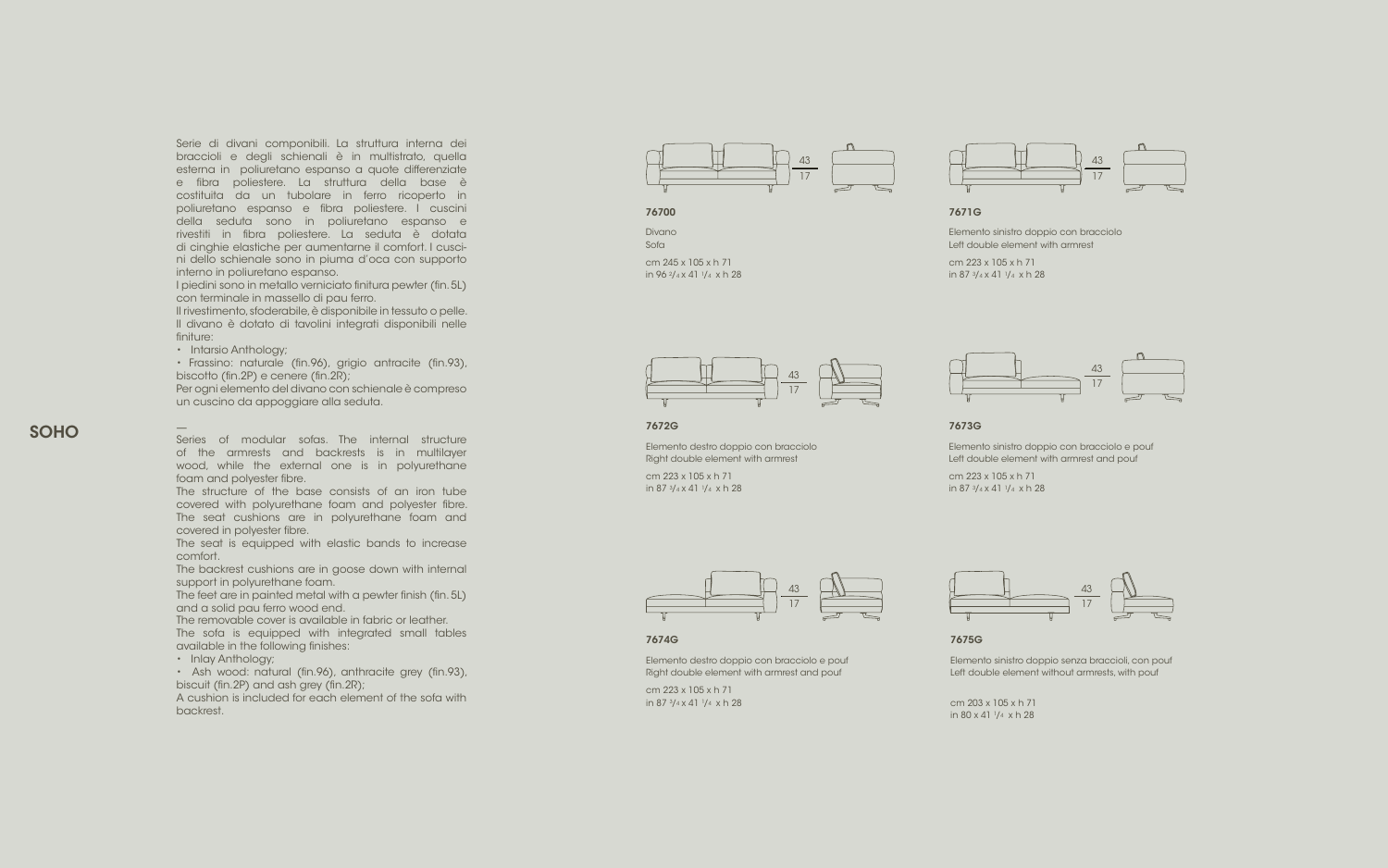## SOHO

Serie di divani componibili. La struttura interna dei braccioli e degli schienali è in multistrato, quella esterna in poliuretano espanso a quote differenziate e fibra poliestere. La struttura della base è costituita da un tubolare in ferro ricoperto in poliuretano espanso e fibra poliestere. I cuscini della seduta sono in poliuretano espanso e rivestiti in fibra poliestere. La seduta è dotata di cinghie elastiche per aumentarne il comfort. I cuscini dello schienale sono in piuma d'oca con supporto interno in poliuretano espanso.
I piedini sono in metallo verniciato finitura pewter (fin. 5L) con terminale in massello di pau ferro.
Il rivestimento, sfoderabile, è disponibile in tessuto o pelle. Il divano è dotato di tavolini integrati disponibili nelle finiture:
- Intarsio Anthology;
- Frassino: naturale (fin.96), grigio antracite (fin.93), biscotto (fin.2P) e cenere (fin.2R);

Per ogni elemento del divano con schienale è compreso un cuscino da appoggiare alla seduta.

—

Series of modular sofas. The internal structure of the armrests and backrests is in multilayer wood, while the external one is in polyurethane foam and polyester fibre.
The structure of the base consists of an iron tube covered with polyurethane foam and polyester fibre. The seat cushions are in polyurethane foam and covered in polyester fibre.
The seat is equipped with elastic bands to increase comfort.
The backrest cushions are in goose down with internal support in polyurethane foam.
The feet are in painted metal with a pewter finish (fin. 5L) and a solid pau ferro wood end.
The removable cover is available in fabric or leather.
The sofa is equipped with integrated small tables available in the following finishes:
- Inlay Anthology;
- Ash wood: natural (fin.96), anthracite grey (fin.93), biscuit (fin.2P) and ash grey (fin.2R);

A cushion is included for each element of the sofa with backrest.

43 / 17

**76700**

Divano
Sofa

cm 245 x 105 x h 71
in 96 1/4 x 41 1/4 x h 28

43 / 17

**7671G**

Elemento sinistro doppio con bracciolo
Left double element with armrest

cm 223 x 105 x h 71
in 87 3/4 x 41 1/4 x h 28

43 / 17

**7672G**

Elemento destro doppio con bracciolo
Right double element with armrest

cm 223 x 105 x h 71
in 87 3/4 x 41 1/4 x h 28

43 / 17

**7673G**

Elemento sinistro doppio con bracciolo e pouf
Left double element with armrest and pouf

cm 223 x 105 x h 71
in 87 3/4 x 41 1/4 x h 28

43 / 17

**7674G**

Elemento destro doppio con bracciolo e pouf
Right double element with armrest and pouf

cm 223 x 105 x h 71
in 87 3/4 x 41 1/4 x h 28

43 / 17

**7675G**

Elemento sinistro doppio senza braccioli, con pouf
Left double element without armrests, with pouf

cm 203 x 105 x h 71
in 80 x 41 1/4 x h 28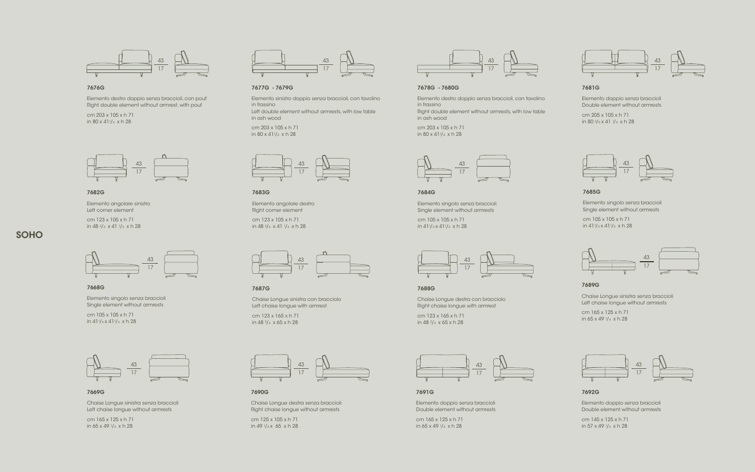# SOHO

### 7676G

Elemento destro doppio senza braccioli, con pouf
Right double element without armrest, with pouf

cm 203 x 105 x h 71
in 80 x 41 1/4 x h 28

### 7677G - 7679G

Elemento sinistro doppio senza braccioli, con tavolino in frassino
Left double element without armrests, with low table in ash wood

cm 203 x 105 x h 71
in 80 x 41 1/4 x h 28

### 7678G - 7680G

Elemento destro doppio senza braccioli, con tavolino in frassino
Right double element without armrests, with low table in ash wood

cm 203 x 105 x h 71
in 80 x 41 1/4 x h 28

### 7681G

Elemento doppio senza braccioli
Double element without armrests

cm 205 x 105 x h 71
in 80 3/4 x 41 1/4 x h 28

### 7682G

Elemento angolare sinistro
Left corner element

cm 123 x 105 x h 71
in 48 3/4 x 41 1/4 x h 28

### 7683G

Elemento angolare destro
Right corner element

cm 123 x 105 x h 71
in 48 3/4 x 41 1/4 x h 28

### 7684G

Elemento singolo senza braccioli
Single element without armrests

cm 105 x 105 x h 71
in 41 1/4 x 41 1/4 x h 28

### 7685G

Elemento singolo senza braccioli
Single element without armrests

cm 105 x 105 x h 71
in 41 1/4 x 41 1/4 x h 28

### 7668G

Elemento singolo senza braccioli
Single element without armrests

cm 105 x 105 x h 71
in 41 1/4 x 41 1/4 x h 28

### 7687G

Chaise Longue sinistra con bracciolo
Left chaise longue with armrest

cm 123 x 165 x h 71
in 48 3/4 x 65 x h 28

### 7688G

Chaise Longue destra con bracciolo
Right chaise longue with armrest

cm 123 x 165 x h 71
in 48 3/4 x 65 x h 28

### 7689G

Chaise Longue sinistra senza braccioli
Left chaise longue without armrests

cm 165 x 125 x h 71
in 65 x 49 1/4 x h 28

### 7669G

Chaise Longue sinistra senza braccioli
Left chaise longue without armrests

cm 165 x 125 x h 71
in 65 x 49 1/4 x h 28

### 7690G

Chaise Longue destra senza braccioli
Right chaise longue without armrests

cm 125 x 105 x h 71
in 49 1/4 x 65 x h 28

### 7691G

Elemento doppio senza braccioli
Double element without armrests

cm 165 x 125 x h 71
in 65 x 49 1/4 x h 28

### 7692G

Elemento doppio senza braccioli
Double element without armrests

cm 145 x 125 x h 71
in 57 x 49 1/4 x h 28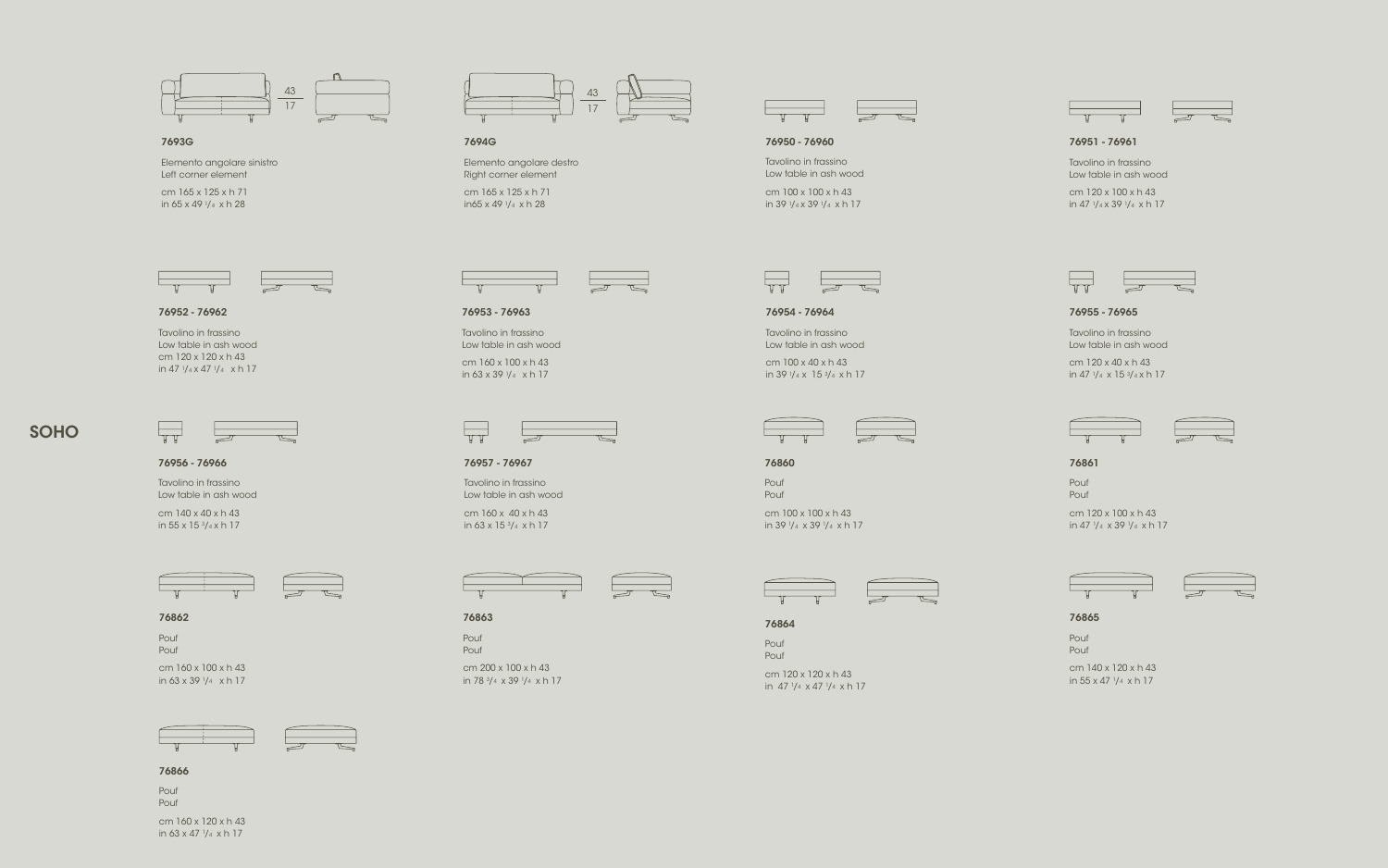# SOHO

**7693G**

Elemento angolare sinistro
Left corner element

cm 165 x 125 x h 71
in 65 x 49 $^{1}/_{4}$ x h 28

**7694G**

Elemento angolare destro
Right corner element

cm 165 x 125 x h 71
in65 x 49 $^{1}/_{4}$ x h 28

**76950 - 76960**

Tavolino in frassino
Low table in ash wood

cm 100 x 100 x h 43
in 39 $^{1}/_{4}$ x 39 $^{1}/_{4}$ x h 17

**76951 - 76961**

Tavolino in frassino
Low table in ash wood

cm 120 x 100 x h 43
in 47 $^{1}/_{4}$ x 39 $^{1}/_{4}$ x h 17

**76952 - 76962**

Tavolino in frassino
Low table in ash wood
cm 120 x 120 x h 43
in 47 $^{1}/_{4}$ x 47 $^{1}/_{4}$ x h 17

**76953 - 76963**

Tavolino in frassino
Low table in ash wood

cm 160 x 100 x h 43
in 63 x 39 $^{1}/_{4}$ x h 17

**76954 - 76964**

Tavolino in frassino
Low table in ash wood

cm 100 x 40 x h 43
in 39 $^{1}/_{4}$ x 15 $^{3}/_{4}$ x h 17

**76955 - 76965**

Tavolino in frassino
Low table in ash wood

cm 120 x 40 x h 43
in 47 $^{1}/_{4}$ x 15 $^{3}/_{4}$ x h 17

**76956 - 76966**

Tavolino in frassino
Low table in ash wood

cm 140 x 40 x h 43
in 55 x 15 $^{3}/_{4}$ x h 17

**76957 - 76967**

Tavolino in frassino
Low table in ash wood

cm 160 x 40 x h 43
in 63 x 15 $^{3}/_{4}$ x h 17

**76860**

Pouf
Pouf

cm 100 x 100 x h 43
in 39 $^{1}/_{4}$ x 39 $^{1}/_{4}$ x h 17

**76861**

Pouf
Pouf

cm 120 x 100 x h 43
in 47 $^{1}/_{4}$ x 39 $^{1}/_{4}$ x h 17

**76862**

Pouf
Pouf

cm 160 x 100 x h 43
in 63 x 39 $^{1}/_{4}$ x h 17

**76863**

Pouf
Pouf

cm 200 x 100 x h 43
in 78 $^{3}/_{4}$ x 39 $^{1}/_{4}$ x h 17

**76864**

Pouf
Pouf

cm 120 x 120 x h 43
in 47 $^{1}/_{4}$ x 47 $^{1}/_{4}$ x h 17

**76865**

Pouf
Pouf

cm 140 x 120 x h 43
in 55 x 47 $^{1}/_{4}$ x h 17

**76866**

Pouf
Pouf

cm 160 x 120 x h 43
in 63 x 47 $^{1}/_{4}$ x h 17